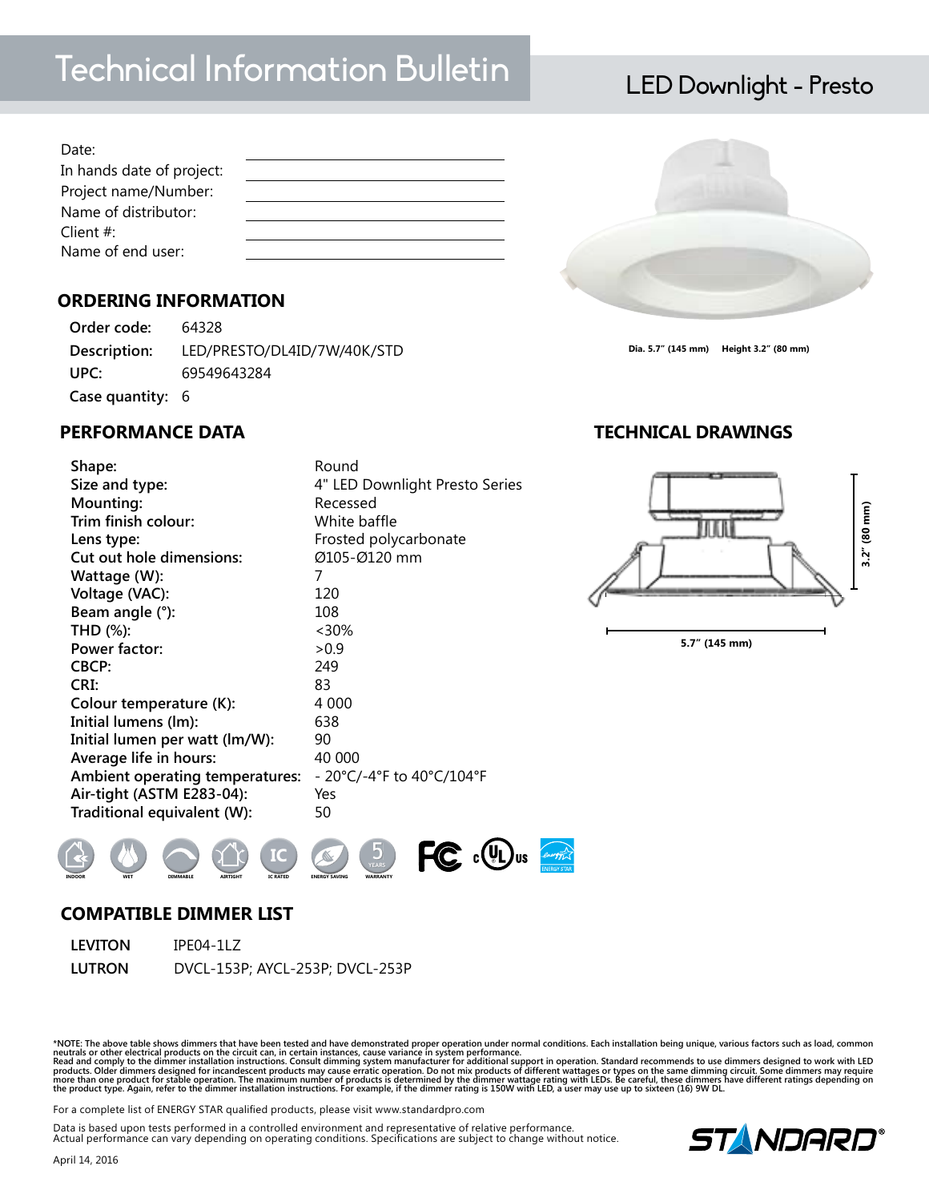# Technical Information Bulletin

## LED Downlight - Presto

Date:
In hands date of project:
Project name/Number:
Name of distributor:
Client #:
Name of end user:

Dia. 5.7" (145 mm) Height 3.2" (80 mm)

## ORDERING INFORMATION

| | |
|---|---|
| **Order code:** | 64328 |
| **Description:** | LED/PRESTO/DL4ID/7W/40K/STD |
| **UPC:** | 69549643284 |
| **Case quantity:** | 6 |

## PERFORMANCE DATA

| | |
|---|---|
| **Shape:** | Round |
| **Size and type:** | 4" LED Downlight Presto Series |
| **Mounting:** | Recessed |
| **Trim finish colour:** | White baffle |
| **Lens type:** | Frosted polycarbonate |
| **Cut out hole dimensions:** | Ø105-Ø120 mm |
| **Wattage (W):** | 7 |
| **Voltage (VAC):** | 120 |
| **Beam angle (°):** | 108 |
| **THD (%):** | <30% |
| **Power factor:** | >0.9 |
| **CBCP:** | 249 |
| **CRI:** | 83 |
| **Colour temperature (K):** | 4 000 |
| **Initial lumens (lm):** | 638 |
| **Initial lumen per watt (lm/W):** | 90 |
| **Average life in hours:** | 40 000 |
| **Ambient operating temperatures:** | - 20°C/-4°F to 40°C/104°F |
| **Air-tight (ASTM E283-04):** | Yes |
| **Traditional equivalent (W):** | 50 |

INDOOR · WET · DIMMABLE · AIRTIGHT · IC RATED · ENERGY SAVING · 5 YEARS WARRANTY

## TECHNICAL DRAWINGS

3.2" (80 mm)

5.7" (145 mm)

## COMPATIBLE DIMMER LIST

| | |
|---|---|
| **LEVITON** | IPE04-1LZ |
| **LUTRON** | DVCL-153P; AYCL-253P; DVCL-253P |

*NOTE: The above table shows dimmers that have been tested and have demonstrated proper operation under normal conditions. Each installation being unique, various factors such as load, common neutrals or other electrical products on the circuit can, in certain instances, cause variance in system performance.
Read and comply to the dimmer installation instructions. Consult dimming system manufacturer for additional support in operation. Standard recommends to use dimmers designed to work with LED products. Older dimmers designed for incandescent products may cause erratic operation. Do not mix products of different wattages or types on the same dimming circuit. Some dimmers may require more than one product for stable operation. The maximum number of products is determined by the dimmer wattage rating with LEDs. Be careful, these dimmers have different ratings depending on the product type. Again, refer to the dimmer installation instructions. For example, if the dimmer rating is 150W with LED, a user may use up to sixteen (16) 9W DL.

For a complete list of ENERGY STAR qualified products, please visit www.standardpro.com

Data is based upon tests performed in a controlled environment and representative of relative performance.
Actual performance can vary depending on operating conditions. Specifications are subject to change without notice.

April 14, 2016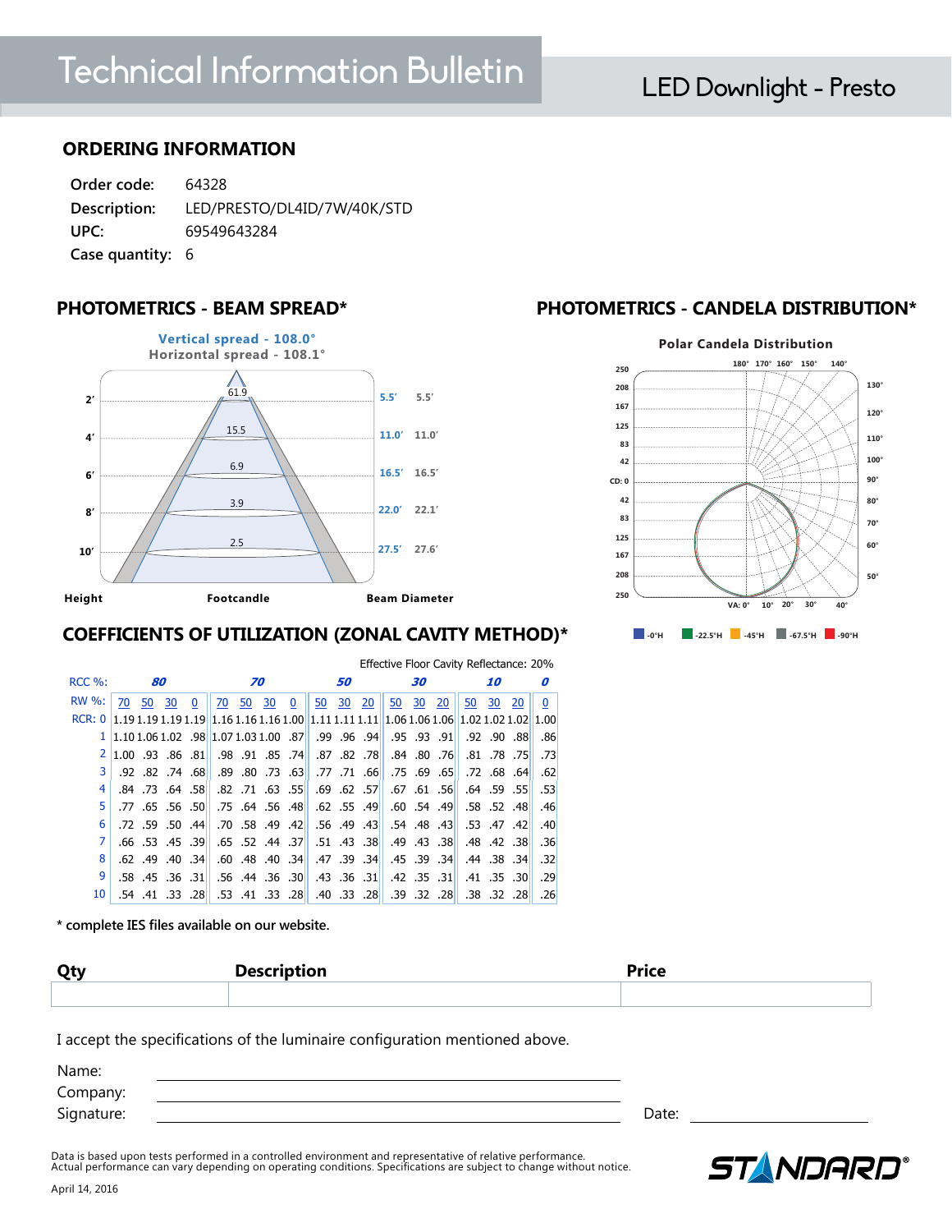# Technical Information Bulletin

## LED Downlight - Presto

## ORDERING INFORMATION

**Order code:** 64328
**Description:** LED/PRESTO/DL4ID/7W/40K/STD
**UPC:** 69549643284
**Case quantity:** 6

## PHOTOMETRICS - BEAM SPREAD*

Vertical spread - 108.0°
Horizontal spread - 108.1°

2′ 61.9 5.5′ 5.5′
4′ 15.5 11.0′ 11.0′
6′ 6.9 16.5′ 16.5′
8′ 3.9 22.0′ 22.1′
10′ 2.5 27.5′ 27.6′

Height Footcandle Beam Diameter

## PHOTOMETRICS - CANDELA DISTRIBUTION*

Polar Candela Distribution

250 208 167 125 83 42 CD: 0 42 83 125 167 208 250

180° 170° 160° 150° 140° 130° 120° 110° 100° 90° 80° 70° 60° 50° VA: 0° 10° 20° 30° 40°

-0°H -22.5°H -45°H -67.5°H -90°H

## COEFFICIENTS OF UTILIZATION (ZONAL CAVITY METHOD)*

Effective Floor Cavity Reflectance: 20%

| RCC %: | 80 | | | | 70 | | | | 50 | | | 30 | | | 10 | | | 0 |
|---|---|---|---|---|---|---|---|---|---|---|---|---|---|---|---|---|---|---|
| RW %: | 70 | 50 | 30 | 0 | 70 | 50 | 30 | 0 | 50 | 30 | 20 | 50 | 30 | 20 | 50 | 30 | 20 | 0 |
| RCR: 0 | 1.19 | 1.19 | 1.19 | 1.19 | 1.16 | 1.16 | 1.16 | 1.00 | 1.11 | 1.11 | 1.11 | 1.06 | 1.06 | 1.06 | 1.02 | 1.02 | 1.02 | 1.00 |
| 1 | 1.10 | 1.06 | 1.02 | .98 | 1.07 | 1.03 | 1.00 | .87 | .99 | .96 | .94 | .95 | .93 | .91 | .92 | .90 | .88 | .86 |
| 2 | 1.00 | .93 | .86 | .81 | .98 | .91 | .85 | .74 | .87 | .82 | .78 | .84 | .80 | .76 | .81 | .78 | .75 | .73 |
| 3 | .92 | .82 | .74 | .68 | .89 | .80 | .73 | .63 | .77 | .71 | .66 | .75 | .69 | .65 | .72 | .68 | .64 | .62 |
| 4 | .84 | .73 | .64 | .58 | .82 | .71 | .63 | .55 | .69 | .62 | .57 | .67 | .61 | .56 | .64 | .59 | .55 | .53 |
| 5 | .77 | .65 | .56 | .50 | .75 | .64 | .56 | .48 | .62 | .55 | .49 | .60 | .54 | .49 | .58 | .52 | .48 | .46 |
| 6 | .72 | .59 | .50 | .44 | .70 | .58 | .49 | .42 | .56 | .49 | .43 | .54 | .48 | .43 | .53 | .47 | .42 | .40 |
| 7 | .66 | .53 | .45 | .39 | .65 | .52 | .44 | .37 | .51 | .43 | .38 | .49 | .43 | .38 | .48 | .42 | .38 | .36 |
| 8 | .62 | .49 | .40 | .34 | .60 | .48 | .40 | .34 | .47 | .39 | .34 | .45 | .39 | .34 | .44 | .38 | .34 | .32 |
| 9 | .58 | .45 | .36 | .31 | .56 | .44 | .36 | .30 | .43 | .36 | .31 | .42 | .35 | .31 | .41 | .35 | .30 | .29 |
| 10 | .54 | .41 | .33 | .28 | .53 | .41 | .33 | .28 | .40 | .33 | .28 | .39 | .32 | .28 | .38 | .32 | .28 | .26 |

\* complete IES files available on our website.

| Qty | Description | Price |
|---|---|---|
| | | |

I accept the specifications of the luminaire configuration mentioned above.

Name: ____________________

Company: ____________________

Signature: ____________________ Date: ____________________

Data is based upon tests performed in a controlled environment and representative of relative performance.
Actual performance can vary depending on operating conditions. Specifications are subject to change without notice.

April 14, 2016

STANDARD®